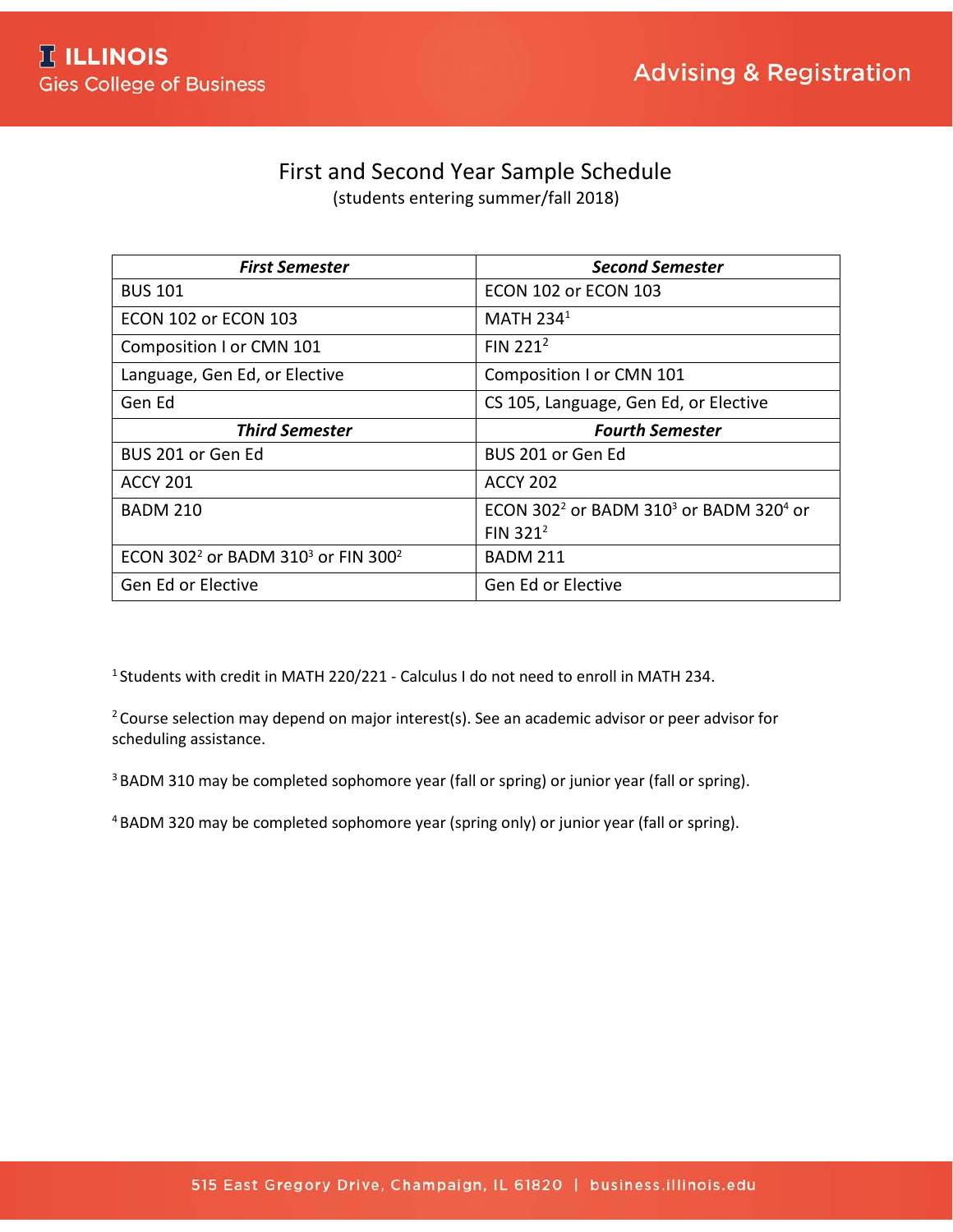ILLINOIS
Gies College of Business

Advising & Registration

# First and Second Year Sample Schedule

(students entering summer/fall 2018)

| ***First Semester*** | ***Second Semester*** |
|---|---|
| BUS 101 | ECON 102 or ECON 103 |
| ECON 102 or ECON 103 | MATH 234[1] |
| Composition I or CMN 101 | FIN 221[2] |
| Language, Gen Ed, or Elective | Composition I or CMN 101 |
| Gen Ed | CS 105, Language, Gen Ed, or Elective |
| ***Third Semester*** | ***Fourth Semester*** |
| BUS 201 or Gen Ed | BUS 201 or Gen Ed |
| ACCY 201 | ACCY 202 |
| BADM 210 | ECON 302[2] or BADM 310[3] or BADM 320[4] or FIN 321[2] |
| ECON 302[2] or BADM 310[3] or FIN 300[2] | BADM 211 |
| Gen Ed or Elective | Gen Ed or Elective |

[1] Students with credit in MATH 220/221 - Calculus I do not need to enroll in MATH 234.

[2] Course selection may depend on major interest(s). See an academic advisor or peer advisor for scheduling assistance.

[3] BADM 310 may be completed sophomore year (fall or spring) or junior year (fall or spring).

[4] BADM 320 may be completed sophomore year (spring only) or junior year (fall or spring).

515 East Gregory Drive, Champaign, IL 61820 | business.illinois.edu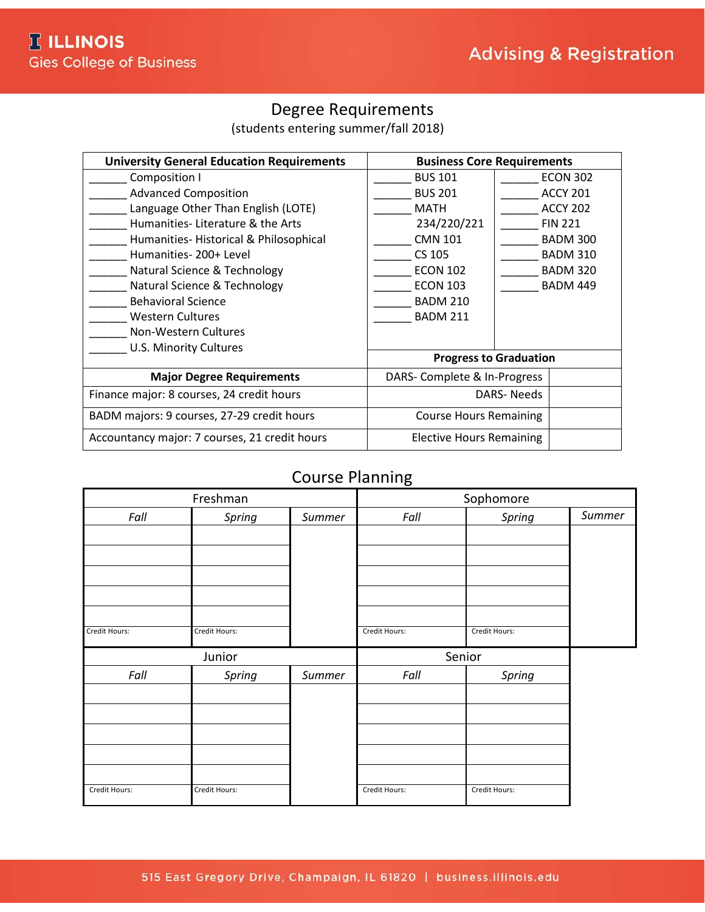# Degree Requirements

(students entering summer/fall 2018)

| University General Education Requirements | Business Core Requirements | |
|---|---|---|
| ______ Composition I | ______ BUS 101 | ______ ECON 302 |
| ______ Advanced Composition | ______ BUS 201 | ______ ACCY 201 |
| ______ Language Other Than English (LOTE) | ______ MATH 234/220/221 | ______ ACCY 202 |
| ______ Humanities- Literature & the Arts | ______ CMN 101 | ______ FIN 221 |
| ______ Humanities- Historical & Philosophical | ______ CS 105 | ______ BADM 300 |
| ______ Humanities- 200+ Level | ______ ECON 102 | ______ BADM 310 |
| ______ Natural Science & Technology | ______ ECON 103 | ______ BADM 320 |
| ______ Natural Science & Technology | ______ BADM 210 | ______ BADM 449 |
| ______ Behavioral Science | ______ BADM 211 | |
| ______ Western Cultures | | |
| ______ Non-Western Cultures | | |
| ______ U.S. Minority Cultures | | |

| Major Degree Requirements | Progress to Graduation | |
|---|---|---|
| | DARS- Complete & In-Progress | |
| Finance major: 8 courses, 24 credit hours | DARS- Needs | |
| BADM majors: 9 courses, 27-29 credit hours | Course Hours Remaining | |
| Accountancy major: 7 courses, 21 credit hours | Elective Hours Remaining | |

## Course Planning

| Freshman | | | Sophomore | | |
|---|---|---|---|---|---|
| *Fall* | *Spring* | *Summer* | *Fall* | *Spring* | *Summer* |
| | | | | | |
| | | | | | |
| | | | | | |
| | | | | | |
| | | | | | |
| Credit Hours: | Credit Hours: | | Credit Hours: | Credit Hours: | |

| Junior | | | Senior | |
|---|---|---|---|---|
| *Fall* | *Spring* | *Summer* | *Fall* | *Spring* |
| | | | | |
| | | | | |
| | | | | |
| | | | | |
| | | | | |
| Credit Hours: | Credit Hours: | | Credit Hours: | Credit Hours: |